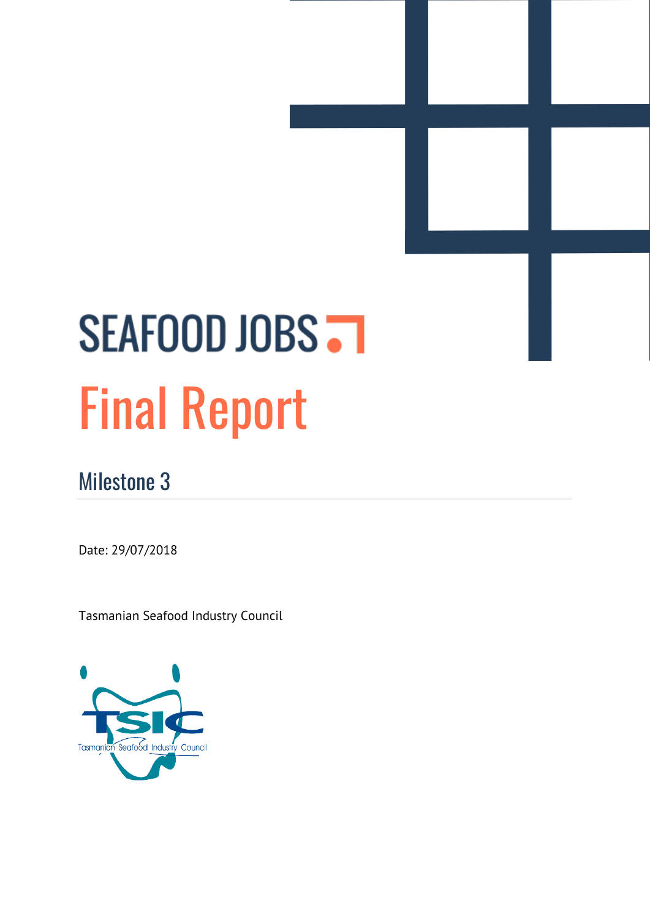# SEAFOOD JOBS

# Final Report

## Milestone 3

Date: 29/07/2018

Tasmanian Seafood Industry Council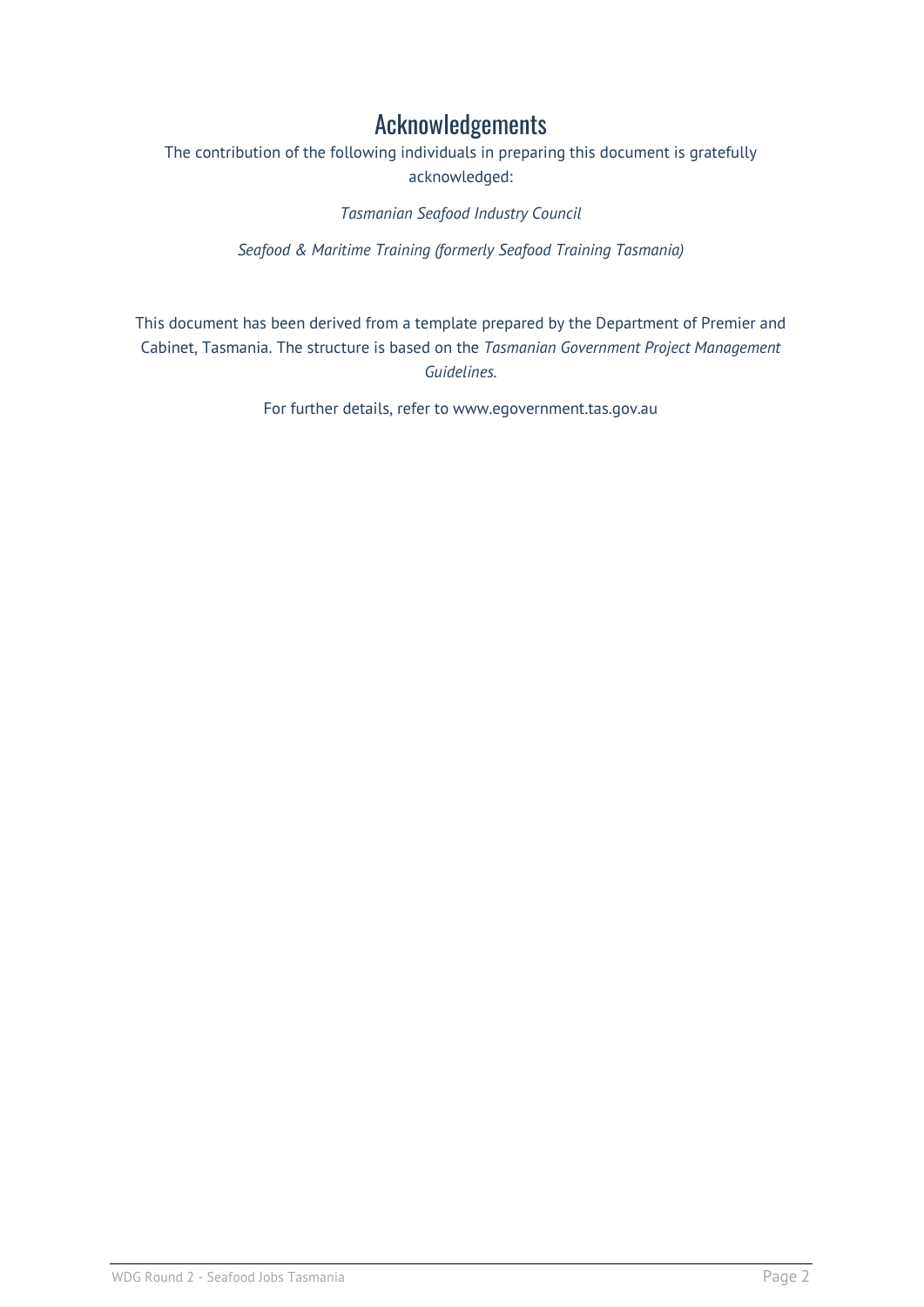# Acknowledgements

The contribution of the following individuals in preparing this document is gratefully acknowledged:

*Tasmanian Seafood Industry Council*

*Seafood & Maritime Training (formerly Seafood Training Tasmania)*

This document has been derived from a template prepared by the Department of Premier and Cabinet, Tasmania. The structure is based on the *Tasmanian Government Project Management Guidelines.*

For further details, refer to www.egovernment.tas.gov.au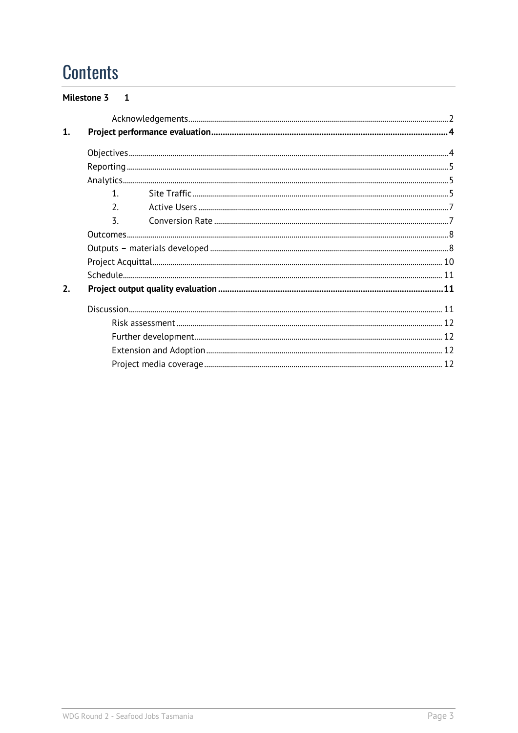# Contents

**Milestone 3 1**

| | | |
|---|---|---|
| | Acknowledgements | 2 |
| **1.** | **Project performance evaluation** | **4** |
| | Objectives | 4 |
| | Reporting | 5 |
| | Analytics | 5 |
| | 1. Site Traffic | 5 |
| | 2. Active Users | 7 |
| | 3. Conversion Rate | 7 |
| | Outcomes | 8 |
| | Outputs – materials developed | 8 |
| | Project Acquittal | 10 |
| | Schedule | 11 |
| **2.** | **Project output quality evaluation** | **11** |
| | Discussion | 11 |
| | Risk assessment | 12 |
| | Further development | 12 |
| | Extension and Adoption | 12 |
| | Project media coverage | 12 |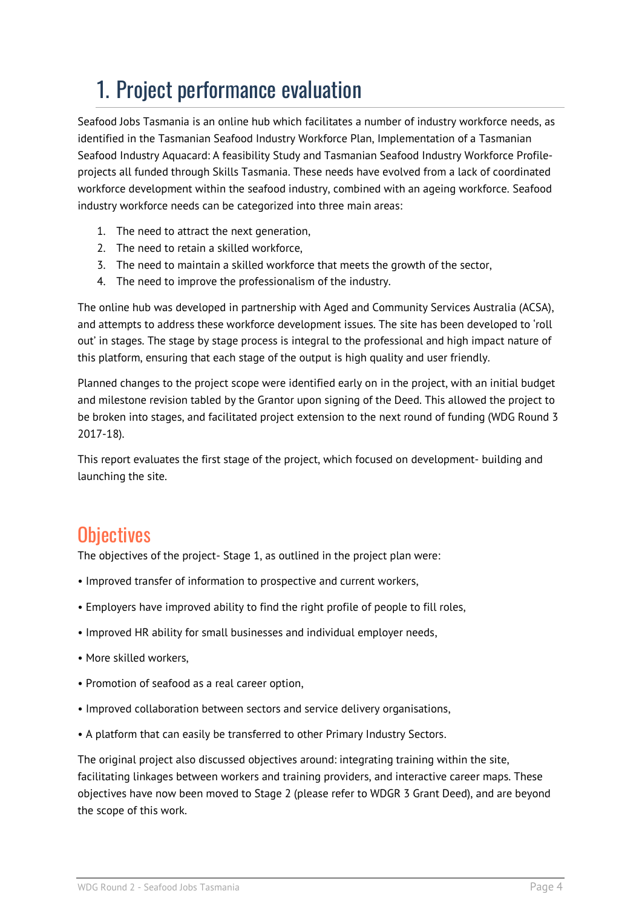# 1. Project performance evaluation

Seafood Jobs Tasmania is an online hub which facilitates a number of industry workforce needs, as identified in the Tasmanian Seafood Industry Workforce Plan, Implementation of a Tasmanian Seafood Industry Aquacard: A feasibility Study and Tasmanian Seafood Industry Workforce Profile- projects all funded through Skills Tasmania. These needs have evolved from a lack of coordinated workforce development within the seafood industry, combined with an ageing workforce. Seafood industry workforce needs can be categorized into three main areas:

1. The need to attract the next generation,
2. The need to retain a skilled workforce,
3. The need to maintain a skilled workforce that meets the growth of the sector,
4. The need to improve the professionalism of the industry.

The online hub was developed in partnership with Aged and Community Services Australia (ACSA), and attempts to address these workforce development issues. The site has been developed to 'roll out' in stages. The stage by stage process is integral to the professional and high impact nature of this platform, ensuring that each stage of the output is high quality and user friendly.

Planned changes to the project scope were identified early on in the project, with an initial budget and milestone revision tabled by the Grantor upon signing of the Deed. This allowed the project to be broken into stages, and facilitated project extension to the next round of funding (WDG Round 3 2017-18).

This report evaluates the first stage of the project, which focused on development- building and launching the site.

## Objectives

The objectives of the project- Stage 1, as outlined in the project plan were:

- Improved transfer of information to prospective and current workers,
- Employers have improved ability to find the right profile of people to fill roles,
- Improved HR ability for small businesses and individual employer needs,
- More skilled workers,
- Promotion of seafood as a real career option,
- Improved collaboration between sectors and service delivery organisations,
- A platform that can easily be transferred to other Primary Industry Sectors.

The original project also discussed objectives around: integrating training within the site, facilitating linkages between workers and training providers, and interactive career maps. These objectives have now been moved to Stage 2 (please refer to WDGR 3 Grant Deed), and are beyond the scope of this work.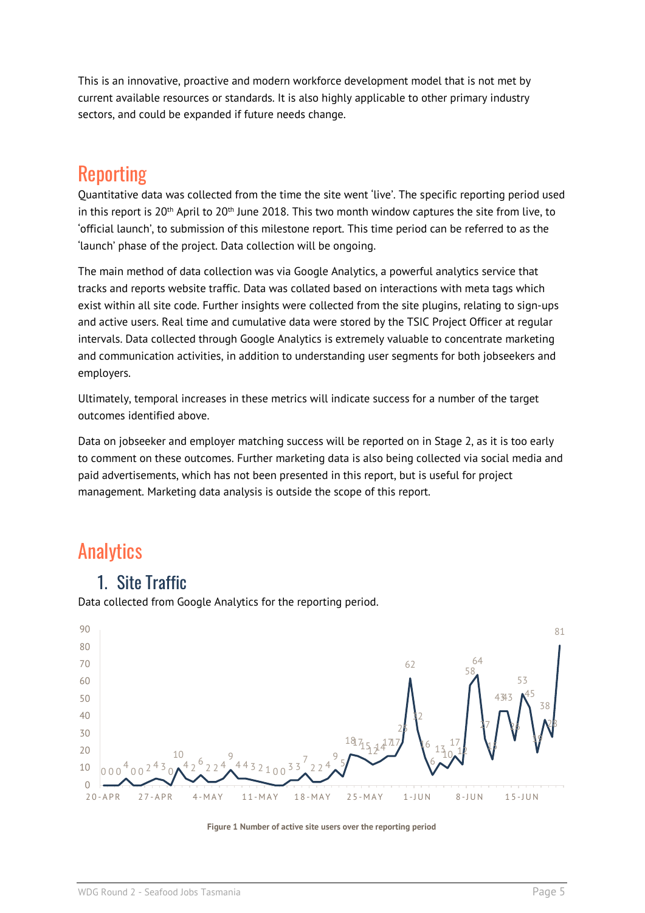This is an innovative, proactive and modern workforce development model that is not met by current available resources or standards. It is also highly applicable to other primary industry sectors, and could be expanded if future needs change.

# Reporting

Quantitative data was collected from the time the site went 'live'. The specific reporting period used in this report is 20th April to 20th June 2018. This two month window captures the site from live, to 'official launch', to submission of this milestone report. This time period can be referred to as the 'launch' phase of the project. Data collection will be ongoing.

The main method of data collection was via Google Analytics, a powerful analytics service that tracks and reports website traffic. Data was collated based on interactions with meta tags which exist within all site code. Further insights were collected from the site plugins, relating to sign-ups and active users. Real time and cumulative data were stored by the TSIC Project Officer at regular intervals. Data collected through Google Analytics is extremely valuable to concentrate marketing and communication activities, in addition to understanding user segments for both jobseekers and employers.

Ultimately, temporal increases in these metrics will indicate success for a number of the target outcomes identified above.

Data on jobseeker and employer matching success will be reported on in Stage 2, as it is too early to comment on these outcomes. Further marketing data is also being collected via social media and paid advertisements, which has not been presented in this report, but is useful for project management. Marketing data analysis is outside the scope of this report.

# Analytics

## 1. Site Traffic

Data collected from Google Analytics for the reporting period.

Figure 1 Number of active site users over the reporting period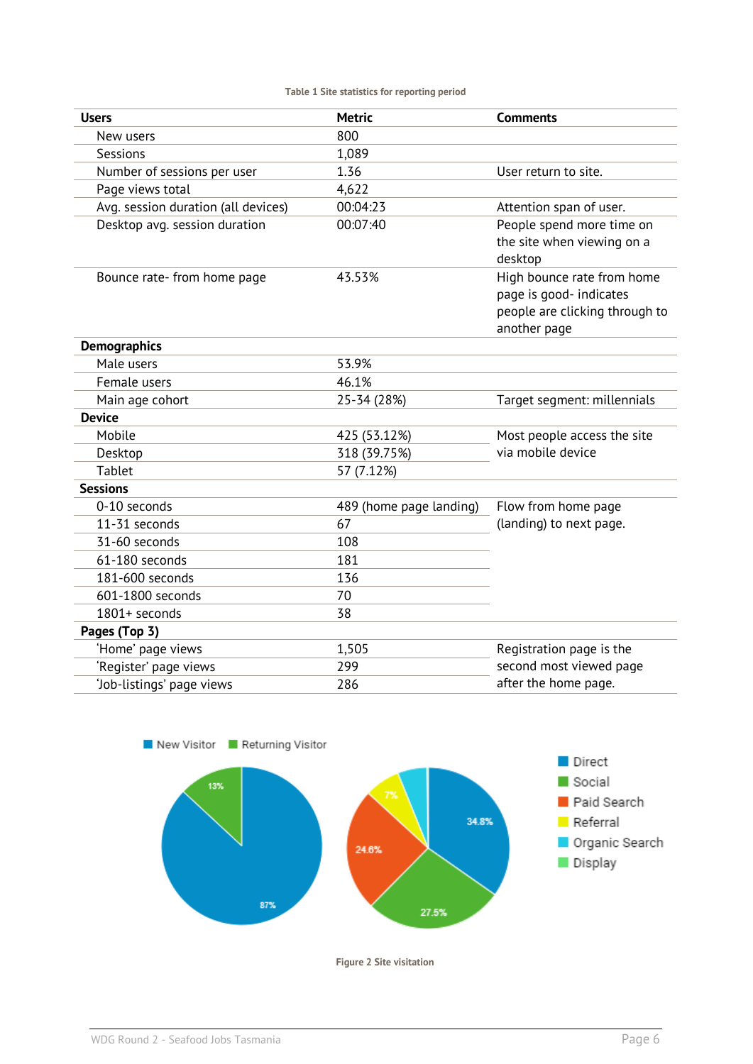Table 1 Site statistics for reporting period

| Users | Metric | Comments |
|---|---|---|
| New users | 800 | |
| Sessions | 1,089 | |
| Number of sessions per user | 1.36 | User return to site. |
| Page views total | 4,622 | |
| Avg. session duration (all devices) | 00:04:23 | Attention span of user. |
| Desktop avg. session duration | 00:07:40 | People spend more time on the site when viewing on a desktop |
| Bounce rate- from home page | 43.53% | High bounce rate from home page is good- indicates people are clicking through to another page |
| **Demographics** | | |
| Male users | 53.9% | |
| Female users | 46.1% | |
| Main age cohort | 25-34 (28%) | Target segment: millennials |
| **Device** | | |
| Mobile | 425 (53.12%) | Most people access the site via mobile device |
| Desktop | 318 (39.75%) | |
| Tablet | 57 (7.12%) | |
| **Sessions** | | |
| 0-10 seconds | 489 (home page landing) | Flow from home page (landing) to next page. |
| 11-31 seconds | 67 | |
| 31-60 seconds | 108 | |
| 61-180 seconds | 181 | |
| 181-600 seconds | 136 | |
| 601-1800 seconds | 70 | |
| 1801+ seconds | 38 | |
| **Pages (Top 3)** | | |
| 'Home' page views | 1,505 | Registration page is the second most viewed page after the home page. |
| 'Register' page views | 299 | |
| 'Job-listings' page views | 286 | |

Figure 2 Site visitation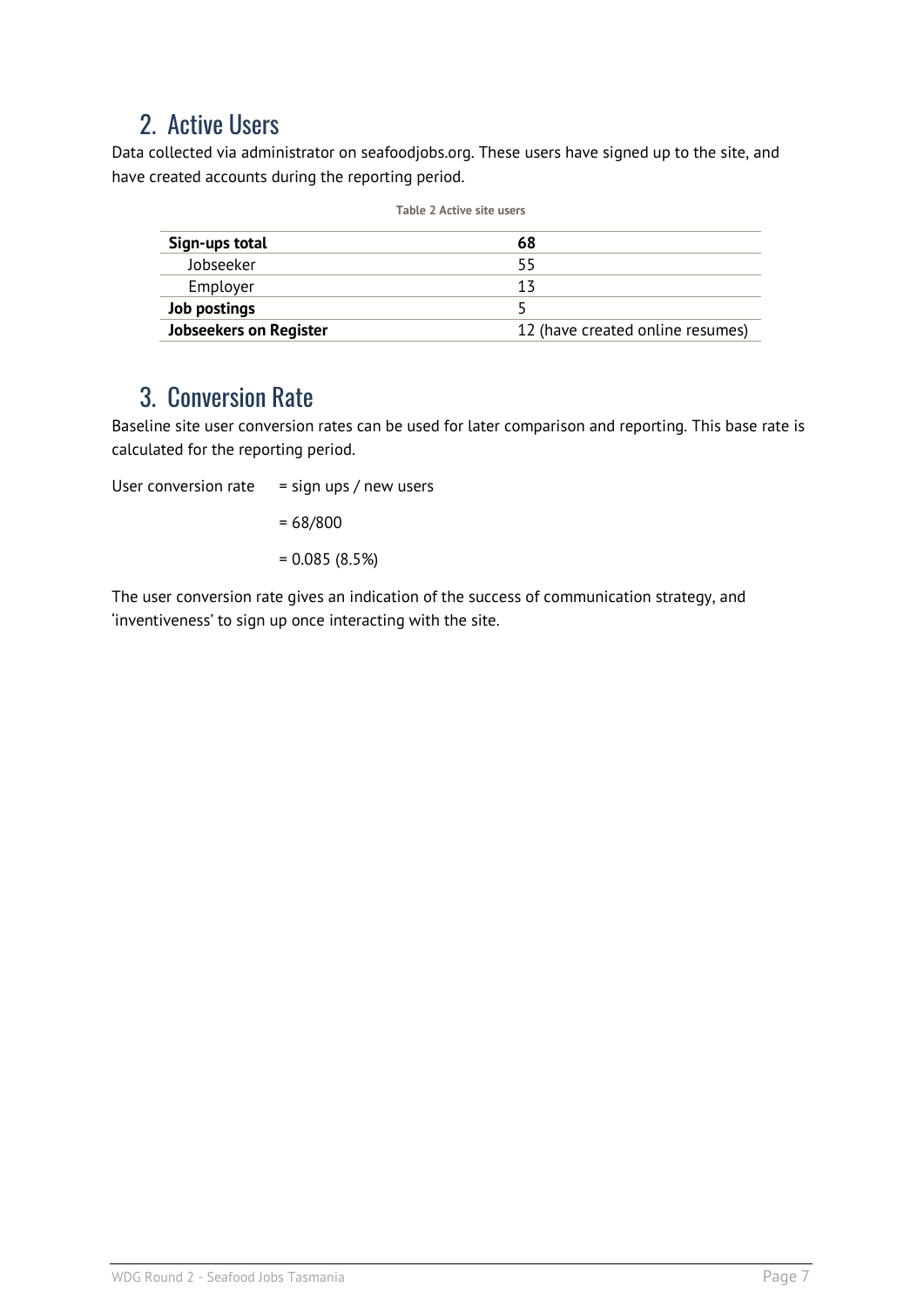## 2. Active Users

Data collected via administrator on seafoodjobs.org. These users have signed up to the site, and have created accounts during the reporting period.

**Table 2 Active site users**

| **Sign-ups total** | **68** |
|---|---|
| Jobseeker | 55 |
| Employer | 13 |
| **Job postings** | 5 |
| **Jobseekers on Register** | 12 (have created online resumes) |

## 3. Conversion Rate

Baseline site user conversion rates can be used for later comparison and reporting. This base rate is calculated for the reporting period.

User conversion rate = sign ups / new users

= 68/800

= 0.085 (8.5%)

The user conversion rate gives an indication of the success of communication strategy, and 'inventiveness' to sign up once interacting with the site.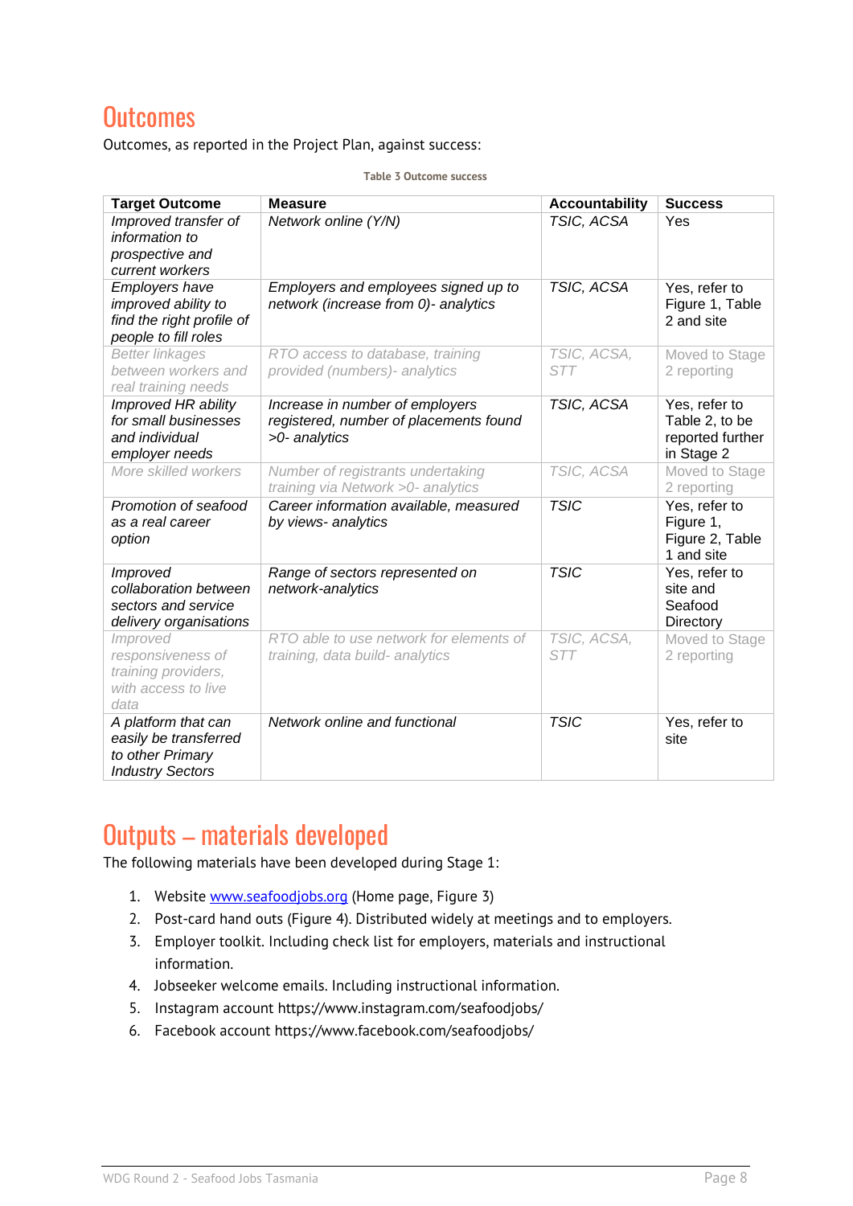# Outcomes

Outcomes, as reported in the Project Plan, against success:

**Table 3 Outcome success**

| Target Outcome | Measure | Accountability | Success |
|---|---|---|---|
| *Improved transfer of information to prospective and current workers* | *Network online (Y/N)* | *TSIC, ACSA* | Yes |
| *Employers have improved ability to find the right profile of people to fill roles* | *Employers and employees signed up to network (increase from 0)- analytics* | *TSIC, ACSA* | Yes, refer to Figure 1, Table 2 and site |
| *Better linkages between workers and real training needs* | *RTO access to database, training provided (numbers)- analytics* | *TSIC, ACSA, STT* | Moved to Stage 2 reporting |
| *Improved HR ability for small businesses and individual employer needs* | *Increase in number of employers registered, number of placements found >0- analytics* | *TSIC, ACSA* | Yes, refer to Table 2, to be reported further in Stage 2 |
| *More skilled workers* | *Number of registrants undertaking training via Network >0- analytics* | *TSIC, ACSA* | Moved to Stage 2 reporting |
| *Promotion of seafood as a real career option* | *Career information available, measured by views- analytics* | *TSIC* | Yes, refer to Figure 1, Figure 2, Table 1 and site |
| *Improved collaboration between sectors and service delivery organisations* | *Range of sectors represented on network-analytics* | *TSIC* | Yes, refer to site and Seafood Directory |
| *Improved responsiveness of training providers, with access to live data* | *RTO able to use network for elements of training, data build- analytics* | *TSIC, ACSA, STT* | Moved to Stage 2 reporting |
| *A platform that can easily be transferred to other Primary Industry Sectors* | *Network online and functional* | *TSIC* | Yes, refer to site |

# Outputs – materials developed

The following materials have been developed during Stage 1:

1. Website www.seafoodjobs.org (Home page, Figure 3)
2. Post-card hand outs (Figure 4). Distributed widely at meetings and to employers.
3. Employer toolkit. Including check list for employers, materials and instructional information.
4. Jobseeker welcome emails. Including instructional information.
5. Instagram account https://www.instagram.com/seafoodjobs/
6. Facebook account https://www.facebook.com/seafoodjobs/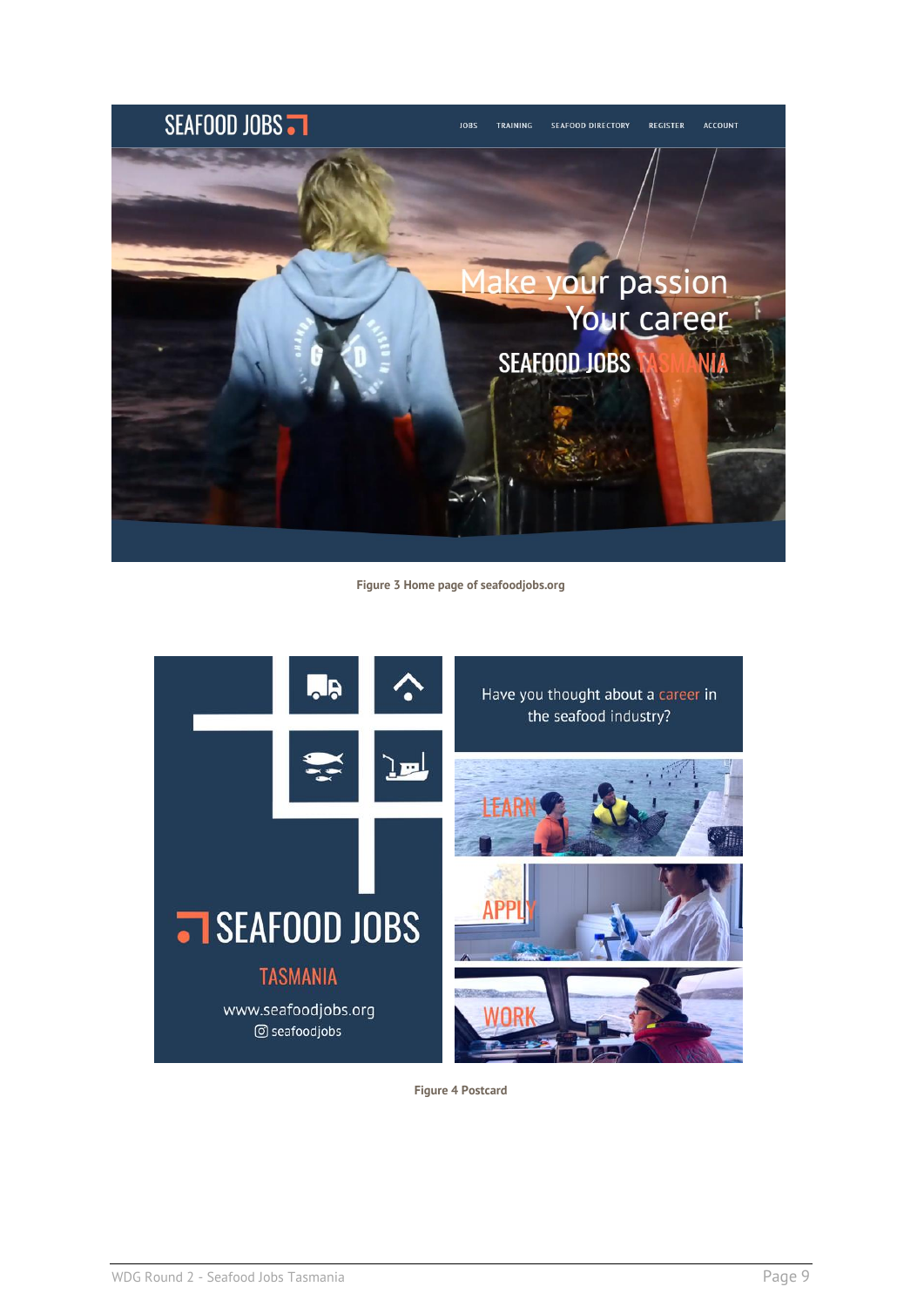Figure 3 Home page of seafoodjobs.org

Figure 4 Postcard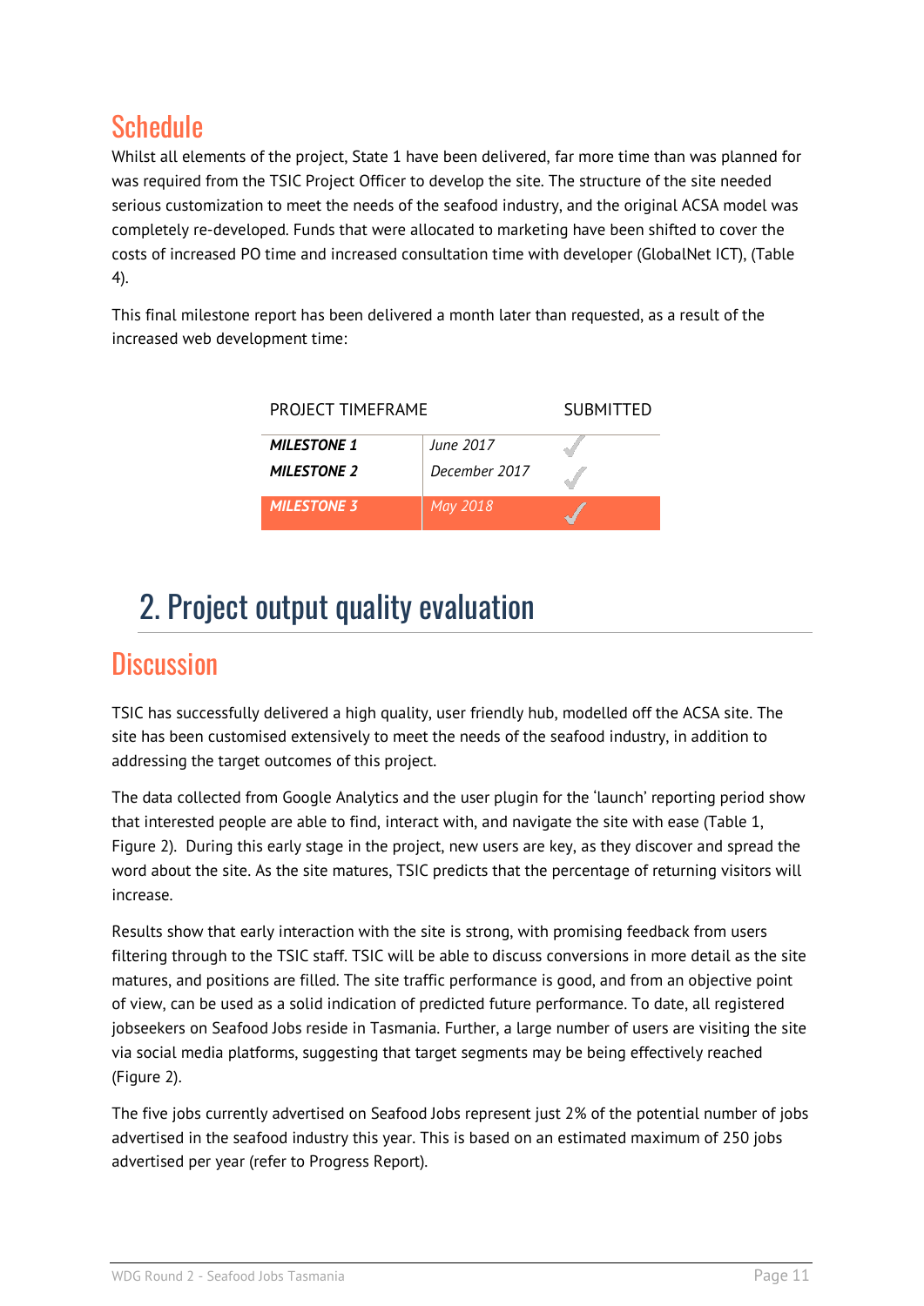## Schedule

Whilst all elements of the project, State 1 have been delivered, far more time than was planned for was required from the TSIC Project Officer to develop the site. The structure of the site needed serious customization to meet the needs of the seafood industry, and the original ACSA model was completely re-developed. Funds that were allocated to marketing have been shifted to cover the costs of increased PO time and increased consultation time with developer (GlobalNet ICT), (Table 4).

This final milestone report has been delivered a month later than requested, as a result of the increased web development time:

| PROJECT TIMEFRAME | | SUBMITTED |
|---|---|---|
| ***MILESTONE 1*** | *June 2017* | ✓ |
| ***MILESTONE 2*** | *December 2017* | ✓ |
| ***MILESTONE 3*** | *May 2018* | ✓ |

# 2. Project output quality evaluation

## Discussion

TSIC has successfully delivered a high quality, user friendly hub, modelled off the ACSA site. The site has been customised extensively to meet the needs of the seafood industry, in addition to addressing the target outcomes of this project.

The data collected from Google Analytics and the user plugin for the 'launch' reporting period show that interested people are able to find, interact with, and navigate the site with ease (Table 1, Figure 2). During this early stage in the project, new users are key, as they discover and spread the word about the site. As the site matures, TSIC predicts that the percentage of returning visitors will increase.

Results show that early interaction with the site is strong, with promising feedback from users filtering through to the TSIC staff. TSIC will be able to discuss conversions in more detail as the site matures, and positions are filled. The site traffic performance is good, and from an objective point of view, can be used as a solid indication of predicted future performance. To date, all registered jobseekers on Seafood Jobs reside in Tasmania. Further, a large number of users are visiting the site via social media platforms, suggesting that target segments may be being effectively reached (Figure 2).

The five jobs currently advertised on Seafood Jobs represent just 2% of the potential number of jobs advertised in the seafood industry this year. This is based on an estimated maximum of 250 jobs advertised per year (refer to Progress Report).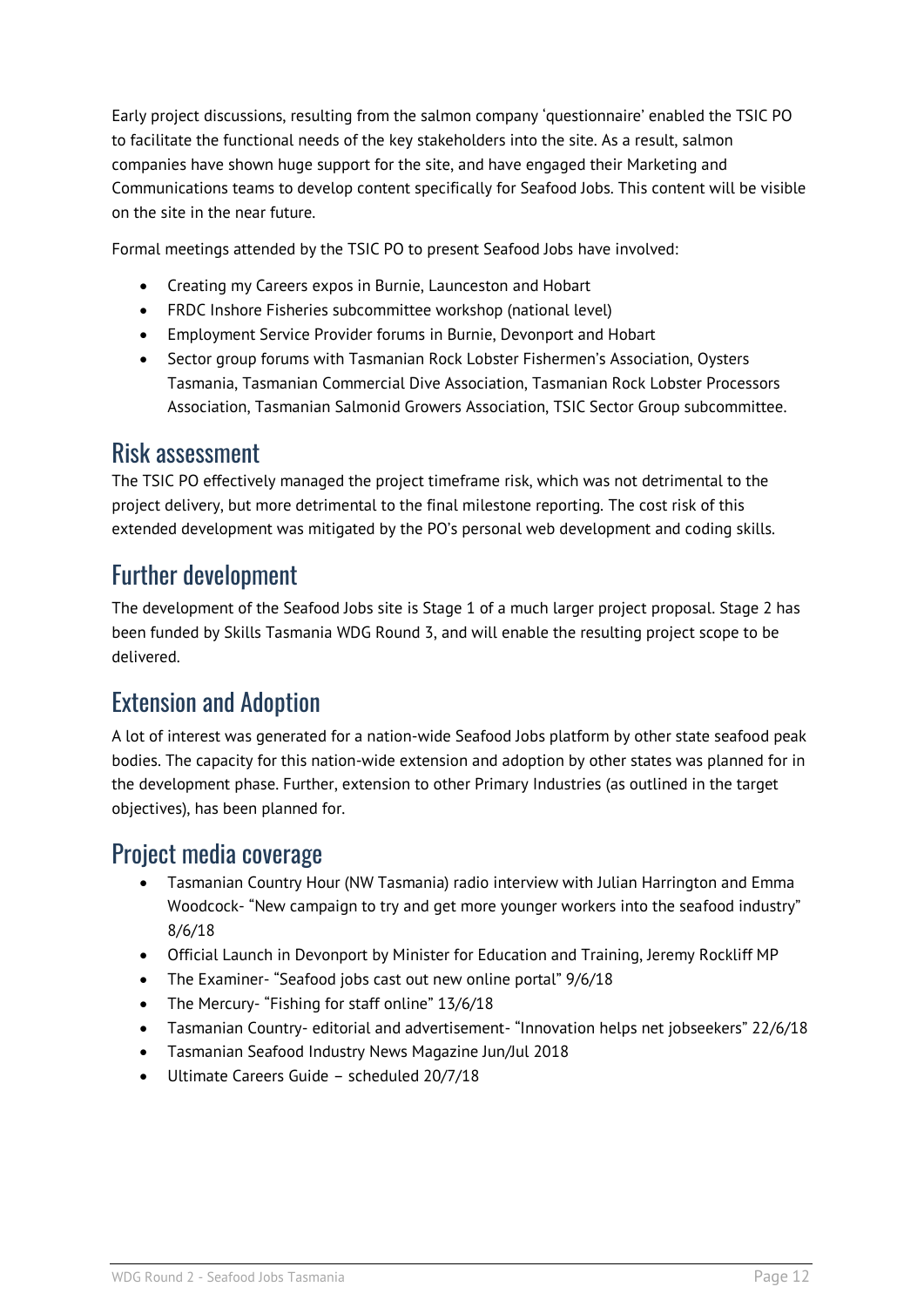Early project discussions, resulting from the salmon company 'questionnaire' enabled the TSIC PO to facilitate the functional needs of the key stakeholders into the site. As a result, salmon companies have shown huge support for the site, and have engaged their Marketing and Communications teams to develop content specifically for Seafood Jobs. This content will be visible on the site in the near future.

Formal meetings attended by the TSIC PO to present Seafood Jobs have involved:

- Creating my Careers expos in Burnie, Launceston and Hobart
- FRDC Inshore Fisheries subcommittee workshop (national level)
- Employment Service Provider forums in Burnie, Devonport and Hobart
- Sector group forums with Tasmanian Rock Lobster Fishermen's Association, Oysters Tasmania, Tasmanian Commercial Dive Association, Tasmanian Rock Lobster Processors Association, Tasmanian Salmonid Growers Association, TSIC Sector Group subcommittee.

## Risk assessment

The TSIC PO effectively managed the project timeframe risk, which was not detrimental to the project delivery, but more detrimental to the final milestone reporting. The cost risk of this extended development was mitigated by the PO's personal web development and coding skills.

## Further development

The development of the Seafood Jobs site is Stage 1 of a much larger project proposal. Stage 2 has been funded by Skills Tasmania WDG Round 3, and will enable the resulting project scope to be delivered.

## Extension and Adoption

A lot of interest was generated for a nation-wide Seafood Jobs platform by other state seafood peak bodies. The capacity for this nation-wide extension and adoption by other states was planned for in the development phase. Further, extension to other Primary Industries (as outlined in the target objectives), has been planned for.

## Project media coverage

- Tasmanian Country Hour (NW Tasmania) radio interview with Julian Harrington and Emma Woodcock- "New campaign to try and get more younger workers into the seafood industry" 8/6/18
- Official Launch in Devonport by Minister for Education and Training, Jeremy Rockliff MP
- The Examiner- "Seafood jobs cast out new online portal" 9/6/18
- The Mercury- "Fishing for staff online" 13/6/18
- Tasmanian Country- editorial and advertisement- "Innovation helps net jobseekers" 22/6/18
- Tasmanian Seafood Industry News Magazine Jun/Jul 2018
- Ultimate Careers Guide – scheduled 20/7/18